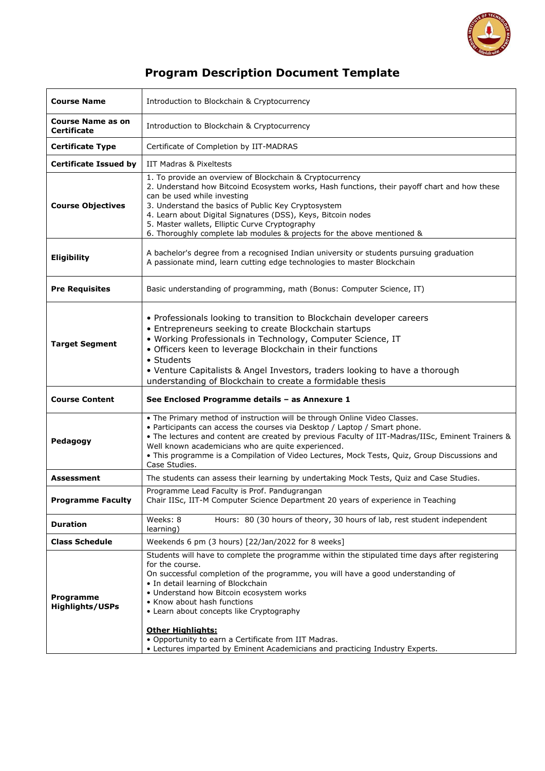# Program Description Document Template

| | |
|---|---|
| **Course Name** | Introduction to Blockchain & Cryptocurrency |
| **Course Name as on Certificate** | Introduction to Blockchain & Cryptocurrency |
| **Certificate Type** | Certificate of Completion by IIT-MADRAS |
| **Certificate Issued by** | IIT Madras & Pixeltests |
| **Course Objectives** | 1. To provide an overview of Blockchain & Cryptocurrency<br>2. Understand how Bitcoind Ecosystem works, Hash functions, their payoff chart and how these can be used while investing<br>3. Understand the basics of Public Key Cryptosystem<br>4. Learn about Digital Signatures (DSS), Keys, Bitcoin nodes<br>5. Master wallets, Elliptic Curve Cryptography<br>6. Thoroughly complete lab modules & projects for the above mentioned & |
| **Eligibility** | A bachelor's degree from a recognised Indian university or students pursuing graduation<br>A passionate mind, learn cutting edge technologies to master Blockchain |
| **Pre Requisites** | Basic understanding of programming, math (Bonus: Computer Science, IT) |
| **Target Segment** | • Professionals looking to transition to Blockchain developer careers<br>• Entrepreneurs seeking to create Blockchain startups<br>• Working Professionals in Technology, Computer Science, IT<br>• Officers keen to leverage Blockchain in their functions<br>• Students<br>• Venture Capitalists & Angel Investors, traders looking to have a thorough understanding of Blockchain to create a formidable thesis |
| **Course Content** | **See Enclosed Programme details – as Annexure 1** |
| **Pedagogy** | • The Primary method of instruction will be through Online Video Classes.<br>• Participants can access the courses via Desktop / Laptop / Smart phone.<br>• The lectures and content are created by previous Faculty of IIT-Madras/IISc, Eminent Trainers & Well known academicians who are quite experienced.<br>• This programme is a Compilation of Video Lectures, Mock Tests, Quiz, Group Discussions and Case Studies. |
| **Assessment** | The students can assess their learning by undertaking Mock Tests, Quiz and Case Studies. |
| **Programme Faculty** | Programme Lead Faculty is Prof. Pandugrangan<br>Chair IISc, IIT-M Computer Science Department 20 years of experience in Teaching |
| **Duration** | Weeks: 8 Hours: 80 (30 hours of theory, 30 hours of lab, rest student independent learning) |
| **Class Schedule** | Weekends 6 pm (3 hours) [22/Jan/2022 for 8 weeks] |
| **Programme Highlights/USPs** | Students will have to complete the programme within the stipulated time days after registering for the course.<br>On successful completion of the programme, you will have a good understanding of<br>• In detail learning of Blockchain<br>• Understand how Bitcoin ecosystem works<br>• Know about hash functions<br>• Learn about concepts like Cryptography<br><br>**<u>Other Highlights:</u>**<br>• Opportunity to earn a Certificate from IIT Madras.<br>• Lectures imparted by Eminent Academicians and practicing Industry Experts. |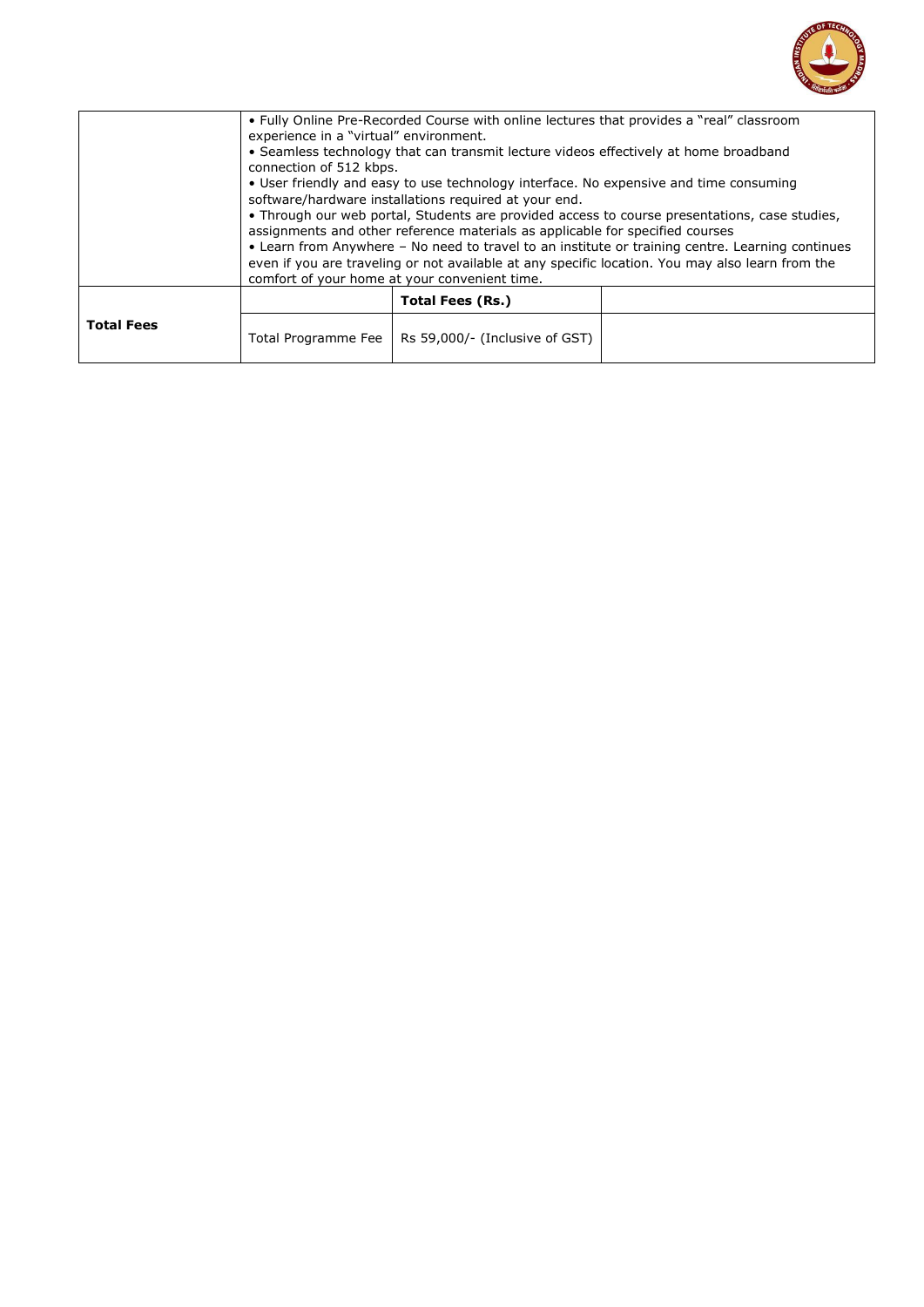| | | | |
|---|---|---|---|
| | • Fully Online Pre-Recorded Course with online lectures that provides a "real" classroom experience in a "virtual" environment.<br>• Seamless technology that can transmit lecture videos effectively at home broadband connection of 512 kbps.<br>• User friendly and easy to use technology interface. No expensive and time consuming software/hardware installations required at your end.<br>• Through our web portal, Students are provided access to course presentations, case studies, assignments and other reference materials as applicable for specified courses<br>• Learn from Anywhere – No need to travel to an institute or training centre. Learning continues even if you are traveling or not available at any specific location. You may also learn from the comfort of your home at your convenient time. | | |
| **Total Fees** | | **Total Fees (Rs.)** | |
| | Total Programme Fee | Rs 59,000/- (Inclusive of GST) | |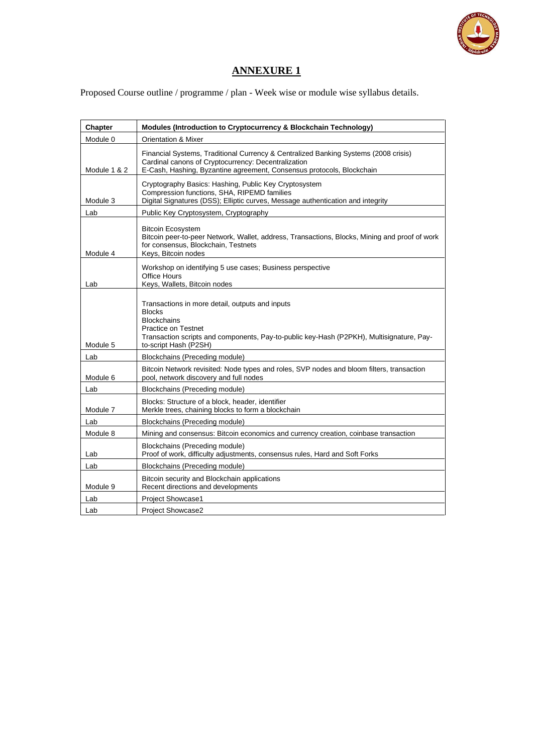# ANNEXURE 1

Proposed Course outline / programme / plan - Week wise or module wise syllabus details.

| Chapter | Modules (Introduction to Cryptocurrency & Blockchain Technology) |
|---|---|
| Module 0 | Orientation & Mixer |
| Module 1 & 2 | Financial Systems, Traditional Currency & Centralized Banking Systems (2008 crisis)<br>Cardinal canons of Cryptocurrency: Decentralization<br>E-Cash, Hashing, Byzantine agreement, Consensus protocols, Blockchain |
| Module 3 | Cryptography Basics: Hashing, Public Key Cryptosystem<br>Compression functions, SHA, RIPEMD families<br>Digital Signatures (DSS); Elliptic curves, Message authentication and integrity |
| Lab | Public Key Cryptosystem, Cryptography |
| Module 4 | Bitcoin Ecosystem<br>Bitcoin peer-to-peer Network, Wallet, address, Transactions, Blocks, Mining and proof of work for consensus, Blockchain, Testnets<br>Keys, Bitcoin nodes |
| Lab | Workshop on identifying 5 use cases; Business perspective<br>Office Hours<br>Keys, Wallets, Bitcoin nodes |
| Module 5 | Transactions in more detail, outputs and inputs<br>Blocks<br>Blockchains<br>Practice on Testnet<br>Transaction scripts and components, Pay-to-public key-Hash (P2PKH), Multisignature, Pay-to-script Hash (P2SH) |
| Lab | Blockchains (Preceding module) |
| Module 6 | Bitcoin Network revisited: Node types and roles, SVP nodes and bloom filters, transaction pool, network discovery and full nodes |
| Lab | Blockchains (Preceding module) |
| Module 7 | Blocks: Structure of a block, header, identifier<br>Merkle trees, chaining blocks to form a blockchain |
| Lab | Blockchains (Preceding module) |
| Module 8 | Mining and consensus: Bitcoin economics and currency creation, coinbase transaction |
| Lab | Blockchains (Preceding module)<br>Proof of work, difficulty adjustments, consensus rules, Hard and Soft Forks |
| Lab | Blockchains (Preceding module) |
| Module 9 | Bitcoin security and Blockchain applications<br>Recent directions and developments |
| Lab | Project Showcase1 |
| Lab | Project Showcase2 |